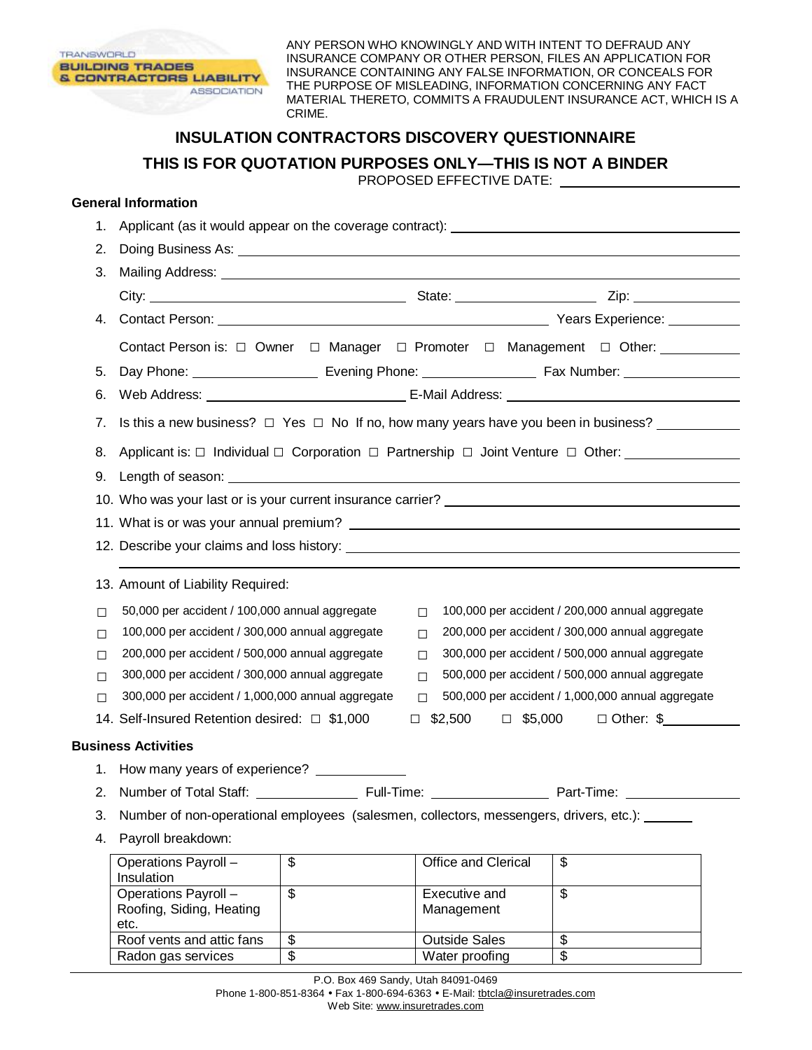ANY PERSON WHO KNOWINGLY AND WITH INTENT TO DEFRAUD ANY INSURANCE COMPANY OR OTHER PERSON, FILES AN APPLICATION FOR INSURANCE CONTAINING ANY FALSE INFORMATION, OR CONCEALS FOR THE PURPOSE OF MISLEADING, INFORMATION CONCERNING ANY FACT MATERIAL THERETO, COMMITS A FRAUDULENT INSURANCE ACT, WHICH IS A CRIME.

# INSULATION CONTRACTORS DISCOVERY QUESTIONNAIRE

## THIS IS FOR QUOTATION PURPOSES ONLY—THIS IS NOT A BINDER

PROPOSED EFFECTIVE DATE: ______________________

### General Information

1. Applicant (as it would appear on the coverage contract): ______________________
2. Doing Business As: ______________________
3. Mailing Address: ______________________
   City: ______________________ State: ______________ Zip: ____________
4. Contact Person: ______________________ Years Experience: __________
   Contact Person is: ☐ Owner ☐ Manager ☐ Promoter ☐ Management ☐ Other: __________
5. Day Phone: ______________ Evening Phone: ______________ Fax Number: ______________
6. Web Address: ______________________ E-Mail Address: ______________________
7. Is this a new business? ☐ Yes ☐ No If no, how many years have you been in business? __________
8. Applicant is: ☐ Individual ☐ Corporation ☐ Partnership ☐ Joint Venture ☐ Other: ______________
9. Length of season: ______________________
10. Who was your last or is your current insurance carrier? ______________________
11. What is or was your annual premium? ______________________
12. Describe your claims and loss history: ______________________
13. Amount of Liability Required:

☐ 50,000 per accident / 100,000 annual aggregate
☐ 100,000 per accident / 200,000 annual aggregate
☐ 100,000 per accident / 300,000 annual aggregate
☐ 200,000 per accident / 300,000 annual aggregate
☐ 200,000 per accident / 500,000 annual aggregate
☐ 300,000 per accident / 500,000 annual aggregate
☐ 300,000 per accident / 300,000 annual aggregate
☐ 500,000 per accident / 500,000 annual aggregate
☐ 300,000 per accident / 1,000,000 annual aggregate
☐ 500,000 per accident / 1,000,000 annual aggregate

14. Self-Insured Retention desired: ☐ $1,000 ☐ $2,500 ☐ $5,000 ☐ Other: $__________

### Business Activities

1. How many years of experience? ____________
2. Number of Total Staff: ____________ Full-Time: ______________ Part-Time: ______________
3. Number of non-operational employees (salesmen, collectors, messengers, drivers, etc.): ______
4. Payroll breakdown:

| | | | |
|---|---|---|---|
| Operations Payroll – Insulation | $ | Office and Clerical | $ |
| Operations Payroll – Roofing, Siding, Heating etc. | $ | Executive and Management | $ |
| Roof vents and attic fans | $ | Outside Sales | $ |
| Radon gas services | $ | Water proofing | $ |

P.O. Box 469 Sandy, Utah 84091-0469
Phone 1-800-851-8364 • Fax 1-800-694-6363 • E-Mail: tbtcla@insuretrades.com
Web Site: www.insuretrades.com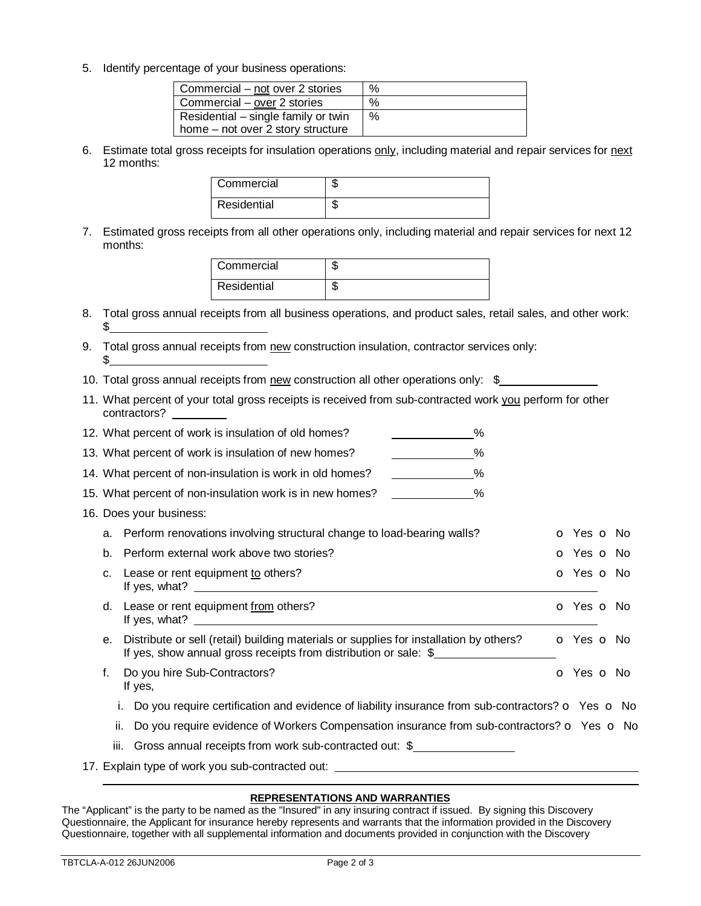5. Identify percentage of your business operations:

| | |
|---|---|
| Commercial – not over 2 stories | % |
| Commercial – over 2 stories | % |
| Residential – single family or twin home – not over 2 story structure | % |

6. Estimate total gross receipts for insulation operations only, including material and repair services for next 12 months:

| | |
|---|---|
| Commercial | $ |
| Residential | $ |

7. Estimated gross receipts from all other operations only, including material and repair services for next 12 months:

| | |
|---|---|
| Commercial | $ |
| Residential | $ |

8. Total gross annual receipts from all business operations, and product sales, retail sales, and other work: $\_\_\_\_\_\_\_\_\_\_\_\_\_\_\_\_\_\_\_\_

9. Total gross annual receipts from new construction insulation, contractor services only: $\_\_\_\_\_\_\_\_\_\_\_\_\_\_\_\_\_\_\_\_

10. Total gross annual receipts from new construction all other operations only: $\_\_\_\_\_\_\_\_\_\_\_\_\_\_\_\_

11. What percent of your total gross receipts is received from sub-contracted work you perform for other contractors? \_\_\_\_\_\_\_\_

12. What percent of work is insulation of old homes? \_\_\_\_\_\_\_\_\_\_\_\_%

13. What percent of work is insulation of new homes? \_\_\_\_\_\_\_\_\_\_\_\_%

14. What percent of non-insulation is work in old homes? \_\_\_\_\_\_\_\_\_\_\_\_%

15. What percent of non-insulation work is in new homes? \_\_\_\_\_\_\_\_\_\_\_\_%

16. Does your business:
    a. Perform renovations involving structural change to load-bearing walls? o Yes o No
    b. Perform external work above two stories? o Yes o No
    c. Lease or rent equipment to others? o Yes o No
       If yes, what? \_\_\_\_\_\_\_\_\_\_\_\_\_\_\_\_\_\_\_\_\_\_\_\_\_\_\_\_\_\_\_\_\_\_\_\_\_\_\_\_
    d. Lease or rent equipment from others? o Yes o No
       If yes, what? \_\_\_\_\_\_\_\_\_\_\_\_\_\_\_\_\_\_\_\_\_\_\_\_\_\_\_\_\_\_\_\_\_\_\_\_\_\_\_\_
    e. Distribute or sell (retail) building materials or supplies for installation by others? o Yes o No
       If yes, show annual gross receipts from distribution or sale: $\_\_\_\_\_\_\_\_\_\_\_\_\_\_\_\_\_\_
    f. Do you hire Sub-Contractors? o Yes o No
       If yes,
       i. Do you require certification and evidence of liability insurance from sub-contractors? o Yes o No
       ii. Do you require evidence of Workers Compensation insurance from sub-contractors? o Yes o No
       iii. Gross annual receipts from work sub-contracted out: $\_\_\_\_\_\_\_\_\_\_\_\_\_\_\_\_

17. Explain type of work you sub-contracted out: \_\_\_\_\_\_\_\_\_\_\_\_\_\_\_\_\_\_\_\_\_\_\_\_\_\_\_\_\_\_\_\_\_\_\_\_\_\_\_\_

**REPRESENTATIONS AND WARRANTIES**

The "Applicant" is the party to be named as the "Insured" in any insuring contract if issued. By signing this Discovery Questionnaire, the Applicant for insurance hereby represents and warrants that the information provided in the Discovery Questionnaire, together with all supplemental information and documents provided in conjunction with the Discovery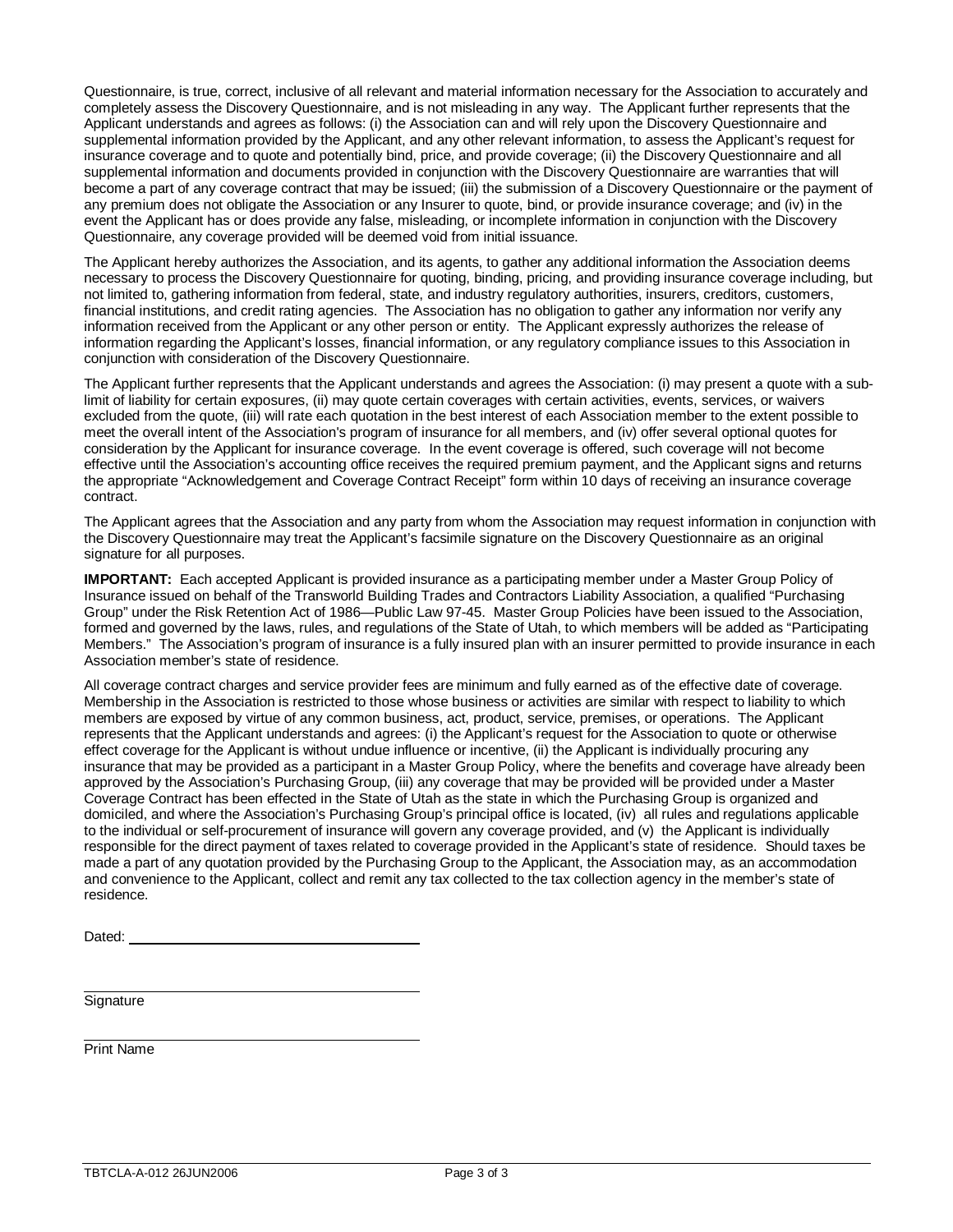Questionnaire, is true, correct, inclusive of all relevant and material information necessary for the Association to accurately and completely assess the Discovery Questionnaire, and is not misleading in any way. The Applicant further represents that the Applicant understands and agrees as follows: (i) the Association can and will rely upon the Discovery Questionnaire and supplemental information provided by the Applicant, and any other relevant information, to assess the Applicant's request for insurance coverage and to quote and potentially bind, price, and provide coverage; (ii) the Discovery Questionnaire and all supplemental information and documents provided in conjunction with the Discovery Questionnaire are warranties that will become a part of any coverage contract that may be issued; (iii) the submission of a Discovery Questionnaire or the payment of any premium does not obligate the Association or any Insurer to quote, bind, or provide insurance coverage; and (iv) in the event the Applicant has or does provide any false, misleading, or incomplete information in conjunction with the Discovery Questionnaire, any coverage provided will be deemed void from initial issuance.

The Applicant hereby authorizes the Association, and its agents, to gather any additional information the Association deems necessary to process the Discovery Questionnaire for quoting, binding, pricing, and providing insurance coverage including, but not limited to, gathering information from federal, state, and industry regulatory authorities, insurers, creditors, customers, financial institutions, and credit rating agencies. The Association has no obligation to gather any information nor verify any information received from the Applicant or any other person or entity. The Applicant expressly authorizes the release of information regarding the Applicant's losses, financial information, or any regulatory compliance issues to this Association in conjunction with consideration of the Discovery Questionnaire.

The Applicant further represents that the Applicant understands and agrees the Association: (i) may present a quote with a sub-limit of liability for certain exposures, (ii) may quote certain coverages with certain activities, events, services, or waivers excluded from the quote, (iii) will rate each quotation in the best interest of each Association member to the extent possible to meet the overall intent of the Association's program of insurance for all members, and (iv) offer several optional quotes for consideration by the Applicant for insurance coverage. In the event coverage is offered, such coverage will not become effective until the Association's accounting office receives the required premium payment, and the Applicant signs and returns the appropriate "Acknowledgement and Coverage Contract Receipt" form within 10 days of receiving an insurance coverage contract.

The Applicant agrees that the Association and any party from whom the Association may request information in conjunction with the Discovery Questionnaire may treat the Applicant's facsimile signature on the Discovery Questionnaire as an original signature for all purposes.

**IMPORTANT:** Each accepted Applicant is provided insurance as a participating member under a Master Group Policy of Insurance issued on behalf of the Transworld Building Trades and Contractors Liability Association, a qualified "Purchasing Group" under the Risk Retention Act of 1986—Public Law 97-45. Master Group Policies have been issued to the Association, formed and governed by the laws, rules, and regulations of the State of Utah, to which members will be added as "Participating Members." The Association's program of insurance is a fully insured plan with an insurer permitted to provide insurance in each Association member's state of residence.

All coverage contract charges and service provider fees are minimum and fully earned as of the effective date of coverage. Membership in the Association is restricted to those whose business or activities are similar with respect to liability to which members are exposed by virtue of any common business, act, product, service, premises, or operations. The Applicant represents that the Applicant understands and agrees: (i) the Applicant's request for the Association to quote or otherwise effect coverage for the Applicant is without undue influence or incentive, (ii) the Applicant is individually procuring any insurance that may be provided as a participant in a Master Group Policy, where the benefits and coverage have already been approved by the Association's Purchasing Group, (iii) any coverage that may be provided will be provided under a Master Coverage Contract has been effected in the State of Utah as the state in which the Purchasing Group is organized and domiciled, and where the Association's Purchasing Group's principal office is located, (iv) all rules and regulations applicable to the individual or self-procurement of insurance will govern any coverage provided, and (v) the Applicant is individually responsible for the direct payment of taxes related to coverage provided in the Applicant's state of residence. Should taxes be made a part of any quotation provided by the Purchasing Group to the Applicant, the Association may, as an accommodation and convenience to the Applicant, collect and remit any tax collected to the tax collection agency in the member's state of residence.

Dated: ______________________________

______________________________
Signature

______________________________
Print Name

TBTCLA-A-012 26JUN2006